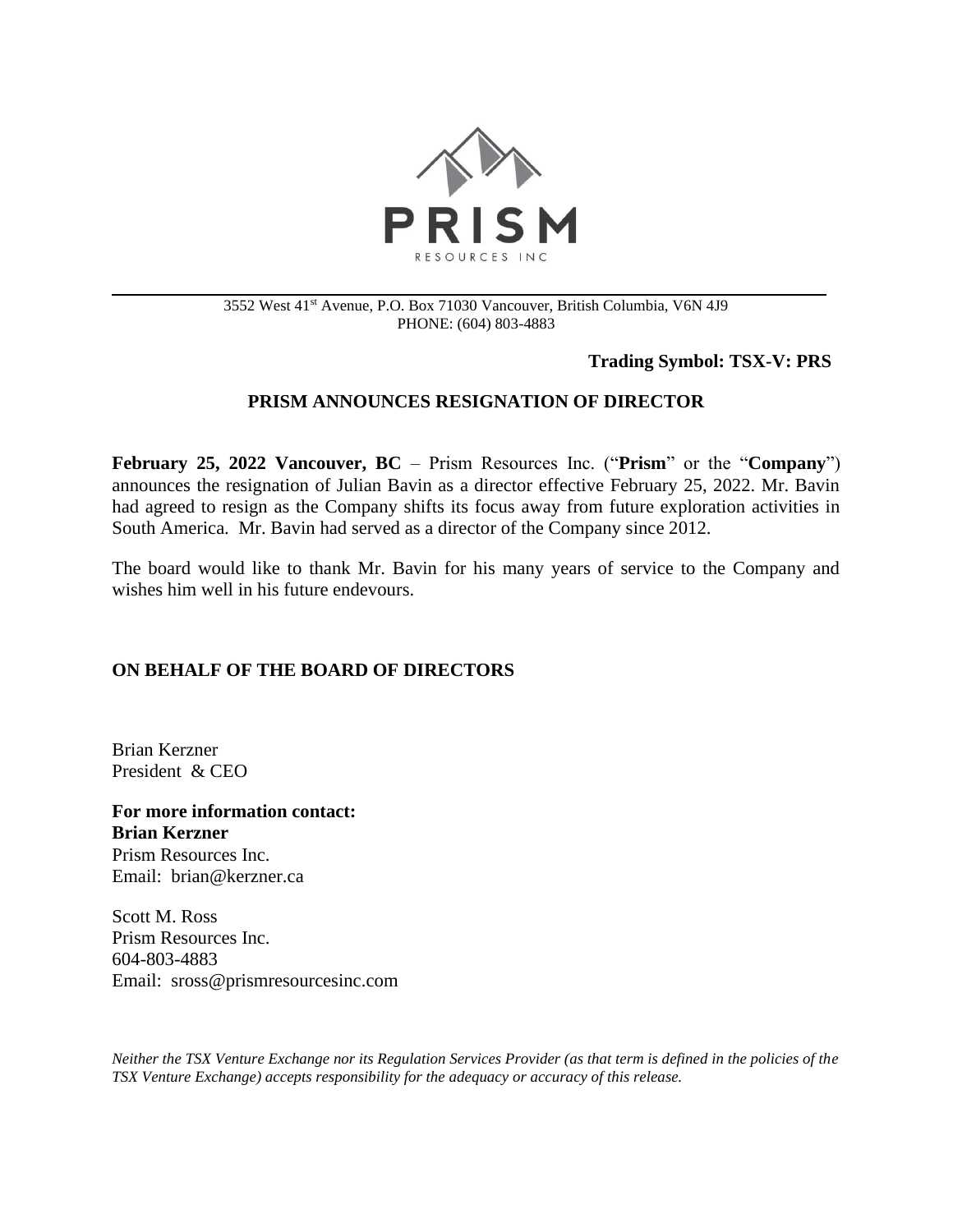PRISM

RESOURCES INC

3552 West 41st Avenue, P.O. Box 71030 Vancouver, British Columbia, V6N 4J9
PHONE: (604) 803-4883

**Trading Symbol: TSX-V: PRS**

## PRISM ANNOUNCES RESIGNATION OF DIRECTOR

**February 25, 2022 Vancouver, BC** – Prism Resources Inc. ("**Prism**" or the "**Company**") announces the resignation of Julian Bavin as a director effective February 25, 2022. Mr. Bavin had agreed to resign as the Company shifts its focus away from future exploration activities in South America. Mr. Bavin had served as a director of the Company since 2012.

The board would like to thank Mr. Bavin for his many years of service to the Company and wishes him well in his future endevours.

**ON BEHALF OF THE BOARD OF DIRECTORS**

Brian Kerzner
President & CEO

**For more information contact:**
**Brian Kerzner**
Prism Resources Inc.
Email: brian@kerzner.ca

Scott M. Ross
Prism Resources Inc.
604-803-4883
Email: sross@prismresourcesinc.com

*Neither the TSX Venture Exchange nor its Regulation Services Provider (as that term is defined in the policies of the TSX Venture Exchange) accepts responsibility for the adequacy or accuracy of this release.*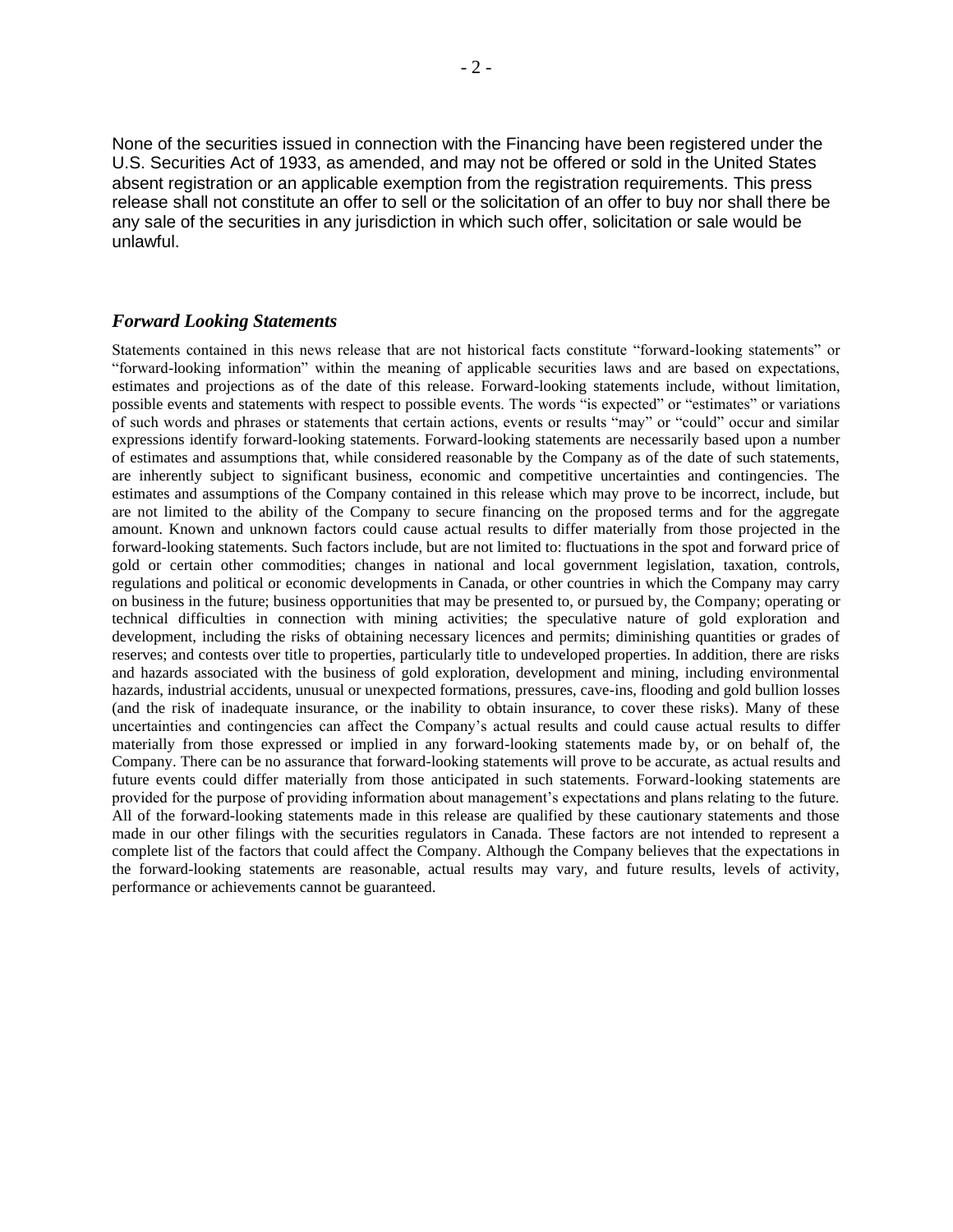None of the securities issued in connection with the Financing have been registered under the U.S. Securities Act of 1933, as amended, and may not be offered or sold in the United States absent registration or an applicable exemption from the registration requirements. This press release shall not constitute an offer to sell or the solicitation of an offer to buy nor shall there be any sale of the securities in any jurisdiction in which such offer, solicitation or sale would be unlawful.

## *Forward Looking Statements*

Statements contained in this news release that are not historical facts constitute "forward-looking statements" or "forward-looking information" within the meaning of applicable securities laws and are based on expectations, estimates and projections as of the date of this release. Forward-looking statements include, without limitation, possible events and statements with respect to possible events. The words "is expected" or "estimates" or variations of such words and phrases or statements that certain actions, events or results "may" or "could" occur and similar expressions identify forward-looking statements. Forward-looking statements are necessarily based upon a number of estimates and assumptions that, while considered reasonable by the Company as of the date of such statements, are inherently subject to significant business, economic and competitive uncertainties and contingencies. The estimates and assumptions of the Company contained in this release which may prove to be incorrect, include, but are not limited to the ability of the Company to secure financing on the proposed terms and for the aggregate amount. Known and unknown factors could cause actual results to differ materially from those projected in the forward-looking statements. Such factors include, but are not limited to: fluctuations in the spot and forward price of gold or certain other commodities; changes in national and local government legislation, taxation, controls, regulations and political or economic developments in Canada, or other countries in which the Company may carry on business in the future; business opportunities that may be presented to, or pursued by, the Company; operating or technical difficulties in connection with mining activities; the speculative nature of gold exploration and development, including the risks of obtaining necessary licences and permits; diminishing quantities or grades of reserves; and contests over title to properties, particularly title to undeveloped properties. In addition, there are risks and hazards associated with the business of gold exploration, development and mining, including environmental hazards, industrial accidents, unusual or unexpected formations, pressures, cave-ins, flooding and gold bullion losses (and the risk of inadequate insurance, or the inability to obtain insurance, to cover these risks). Many of these uncertainties and contingencies can affect the Company's actual results and could cause actual results to differ materially from those expressed or implied in any forward-looking statements made by, or on behalf of, the Company. There can be no assurance that forward-looking statements will prove to be accurate, as actual results and future events could differ materially from those anticipated in such statements. Forward-looking statements are provided for the purpose of providing information about management's expectations and plans relating to the future. All of the forward-looking statements made in this release are qualified by these cautionary statements and those made in our other filings with the securities regulators in Canada. These factors are not intended to represent a complete list of the factors that could affect the Company. Although the Company believes that the expectations in the forward-looking statements are reasonable, actual results may vary, and future results, levels of activity, performance or achievements cannot be guaranteed.